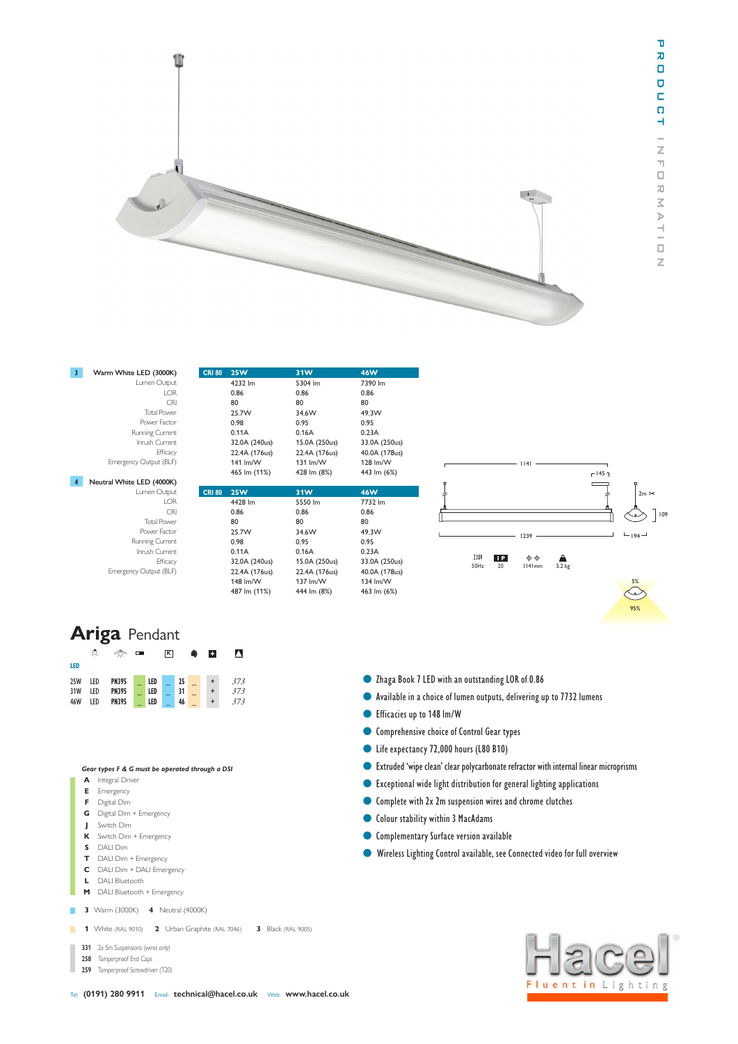PRODUCT INFORMATION

| 3 Warm White LED (3000K) | CRI 80 25W | 31W | 46W |
|---|---|---|---|
| Lumen Output | 4232 lm | 5304 lm | 7390 lm |
| LOR | 0.86 | 0.86 | 0.86 |
| CRI | 80 | 80 | 80 |
| Total Power | 25.7W | 34.6W | 49.3W |
| Power Factor | 0.98 | 0.95 | 0.95 |
| Running Current | 0.11A | 0.16A | 0.23A |
| Inrush Current | 32.0A (240us) | 15.0A (250us) | 33.0A (250us) |
| Efficacy | 22.4A (176us) | 22.4A (176us) | 40.0A (178us) |
| Emergency Output (BLF) | 141 lm/W | 131 lm/W | 128 lm/W |
| | 465 lm (11%) | 428 lm (8%) | 443 lm (6%) |

| 4 Neutral White LED (4000K) | CRI 80 25W | 31W | 46W |
|---|---|---|---|
| Lumen Output | 4428 lm | 5550 lm | 7732 lm |
| LOR | 0.86 | 0.86 | 0.86 |
| CRI | 80 | 80 | 80 |
| Total Power | 25.7W | 34.6W | 49.3W |
| Power Factor | 0.98 | 0.95 | 0.95 |
| Running Current | 0.11A | 0.16A | 0.23A |
| Inrush Current | 32.0A (240us) | 15.0A (250us) | 33.0A (250us) |
| Efficacy | 22.4A (176us) | 22.4A (176us) | 40.0A (178us) |
| Emergency Output (BLF) | 148 lm/W | 137 lm/W | 134 lm/W |
| | 487 lm (11%) | 444 lm (8%) | 463 lm (6%) |

1141 | 145 | 2m | 109 | 1239 | 194

230V 50Hz | IP 20 | 1141mm | 5.2 kg

5% / 95%

# Ariga Pendant

LED

| | | | | | | | | |
|---|---|---|---|---|---|---|---|---|
| 25W | LED | PN395 | _ | LED | _ | 25 | _ | + 373 |
| 31W | LED | PN395 | _ | LED | _ | 31 | _ | + 373 |
| 46W | LED | PN395 | _ | LED | _ | 46 | _ | + 373 |

- Zhaga Book 7 LED with an outstanding LOR of 0.86
- Available in a choice of lumen outputs, delivering up to 7732 lumens
- Efficacies up to 148 lm/W
- Comprehensive choice of Control Gear types
- Life expectancy 72,000 hours (L80 B10)
- Extruded 'wipe clean' clear polycarbonate refractor with internal linear microprisms
- Exceptional wide light distribution for general lighting applications
- Complete with 2x 2m suspension wires and chrome clutches
- Colour stability within 3 MacAdams
- Complementary Surface version available
- Wireless Lighting Control available, see Connected video for full overview

*Gear types F & G must be operated through a DSI*

- **A** Integral Driver
- **E** Emergency
- **F** Digital Dim
- **G** Digital Dim + Emergency
- **J** Switch Dim
- **K** Switch Dim + Emergency
- **S** DALI Dim
- **T** DALI Dim + Emergency
- **C** DALI Dim + DALI Emergency
- **L** DALI Bluetooth
- **M** DALI Bluetooth + Emergency

**3** Warm (3000K) **4** Neutral (4000K)

**1** White (RAL 9010) **2** Urban Graphite (RAL 7046) **3** Black (RAL 9005)

- **331** 2x 5m Suspensions (wires only)
- **258** Tamperproof End Caps
- **259** Tamperproof Screwdriver (T20)

Tel: **(0191) 280 9911** Email: **technical@hacel.co.uk** Web: **www.hacel.co.uk**

Hacel® Fluent in Lighting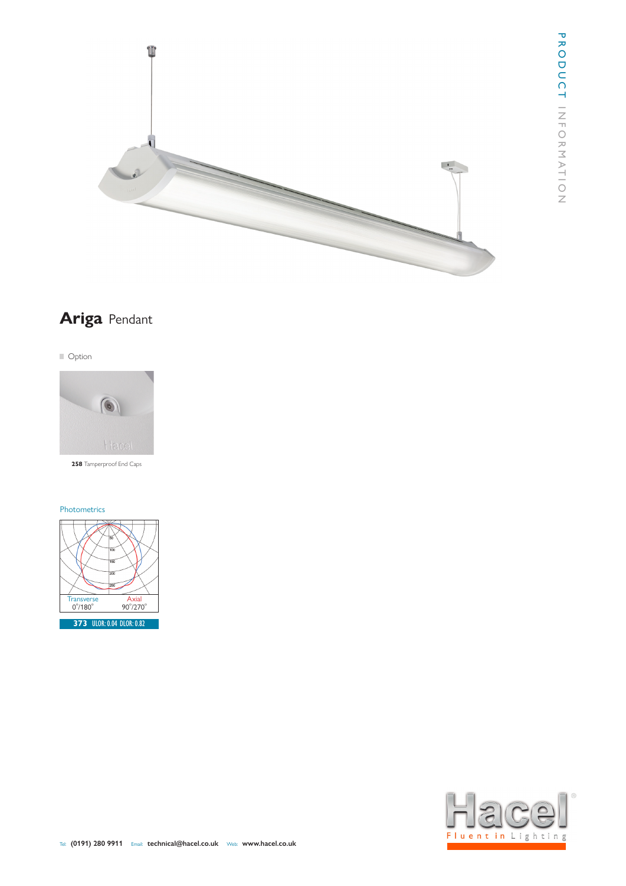PRODUCT INFORMATION

# **Ariga** Pendant

Option

**258** Tamperproof End Caps

Photometrics

50
100
150
200
250

Transverse
0°/180°

Axial
90°/270°

**373** ULOR: 0.04 DLOR: 0.82

Hacel
Fluent in Lighting

Tel: **(0191) 280 9911** Email: **technical@hacel.co.uk** Web: **www.hacel.co.uk**